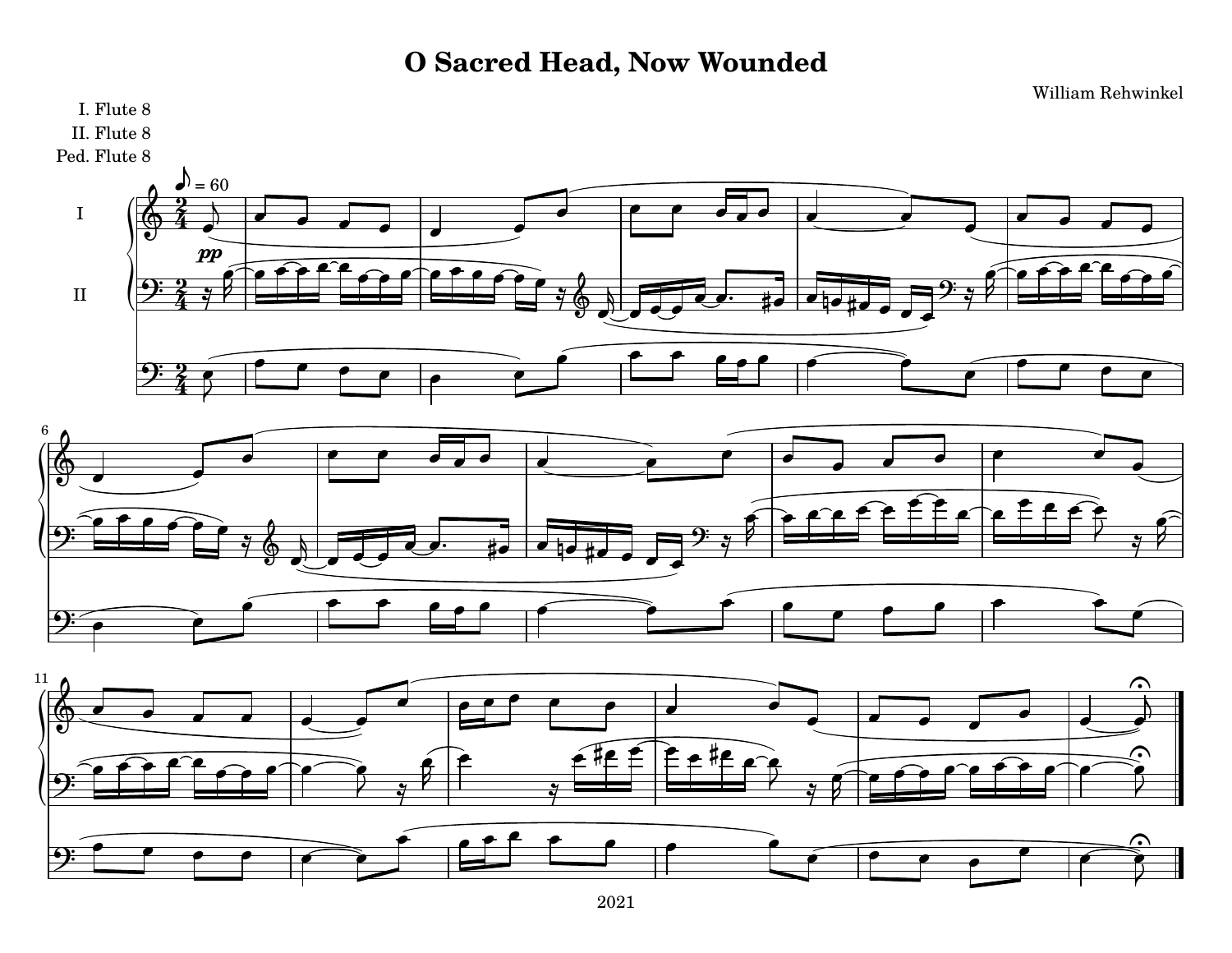# O Sacred Head, Now Wounded

William Rehwinkel

I. Flute 8
II. Flute 8
Ped. Flute 8

2021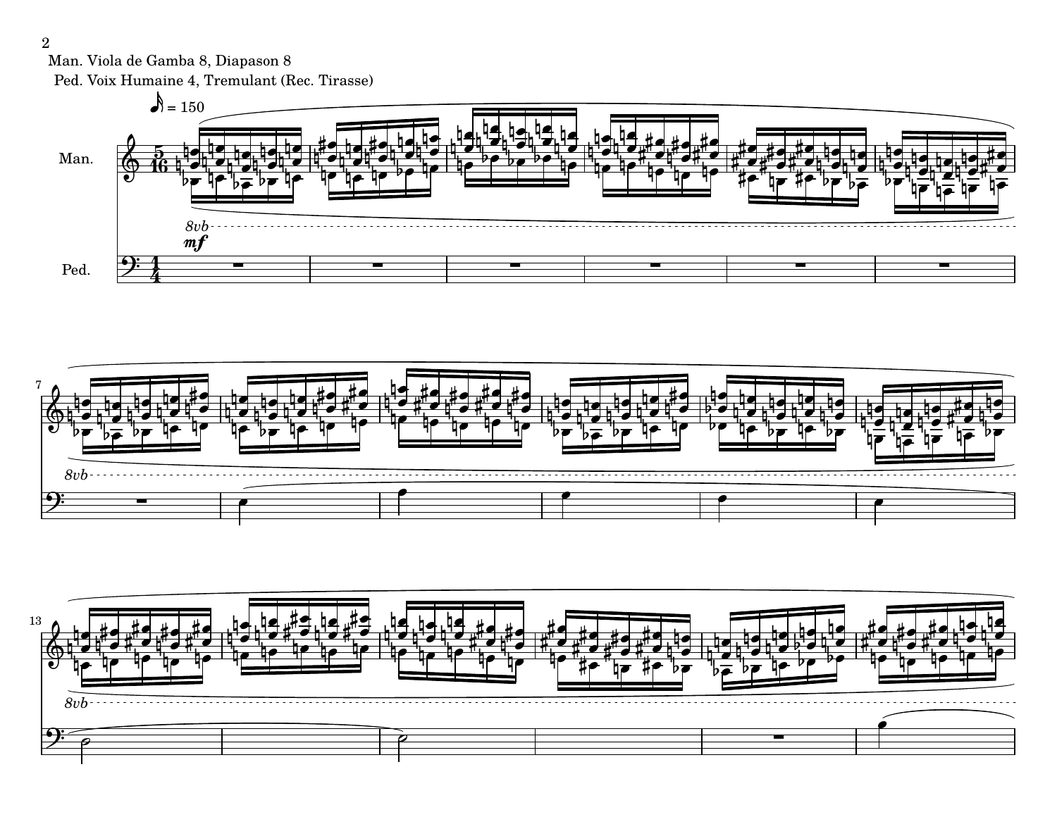Man. Viola de Gamba 8, Diapason 8

Ped. Voix Humaine 4, Tremulant (Rec. Tirasse)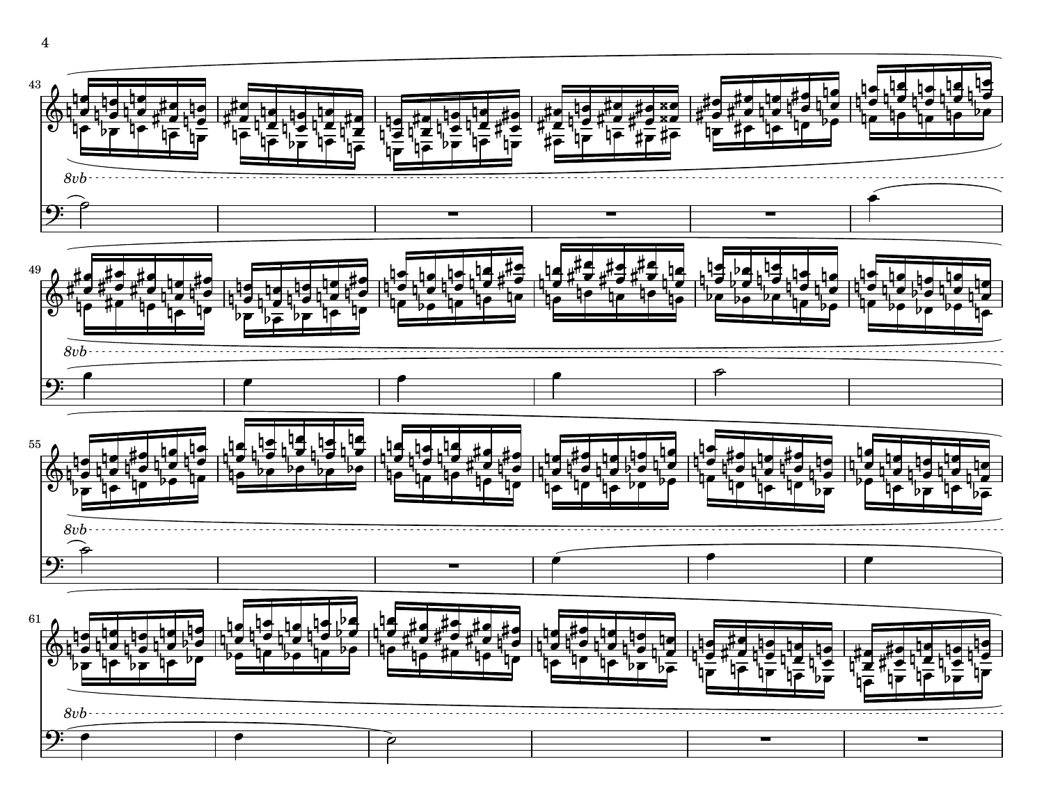43

*8vb*

49

*8vb*

55

*8vb*

61

*8vb*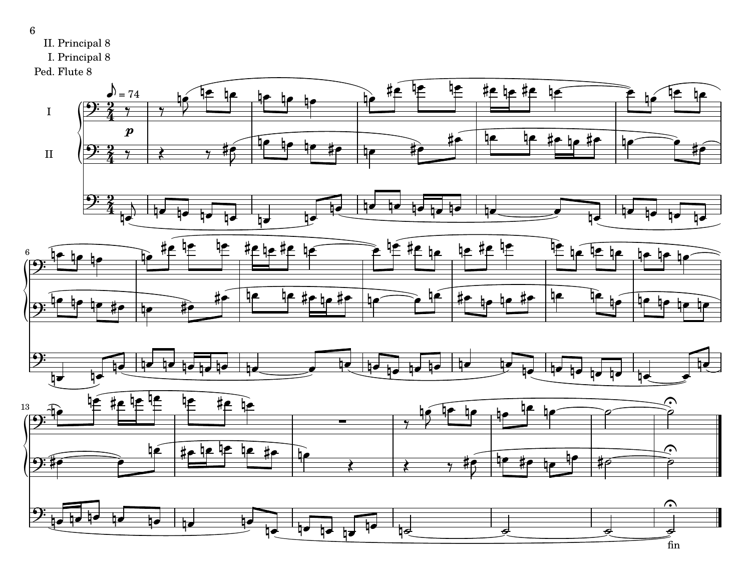II. Principal 8

I. Principal 8

Ped. Flute 8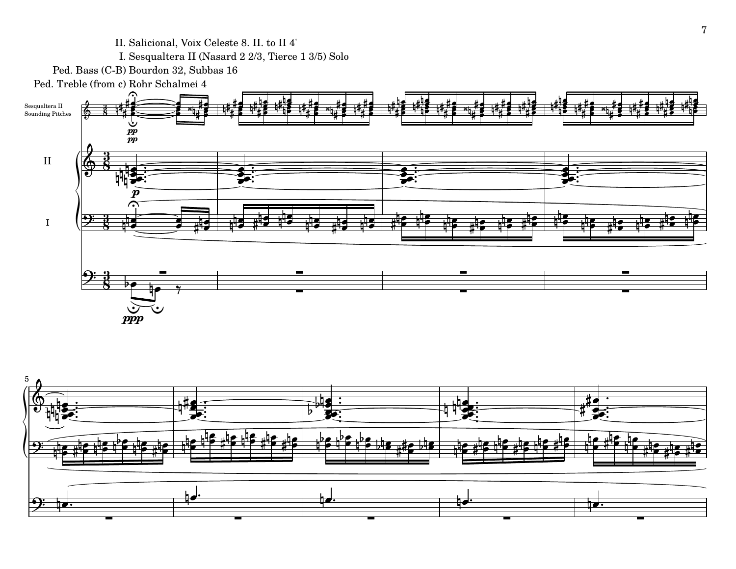II. Salicional, Voix Celeste 8. II. to II 4'

I. Sesqualtera II (Nasard 2 2/3, Tierce 1 3/5) Solo

Ped. Bass (C-B) Bourdon 32, Subbas 16

Ped. Treble (from c) Rohr Schalmei 4

Sesqualtera II
Sounding Pitches

II

I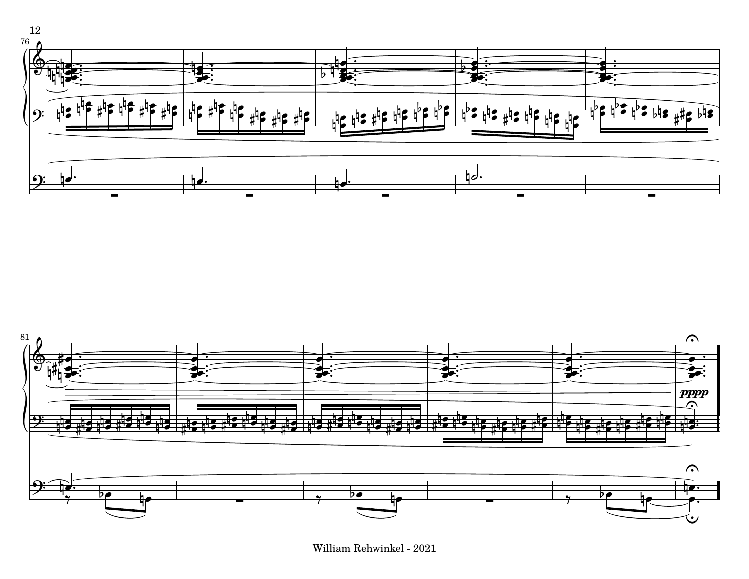pppp

William Rehwinkel - 2021